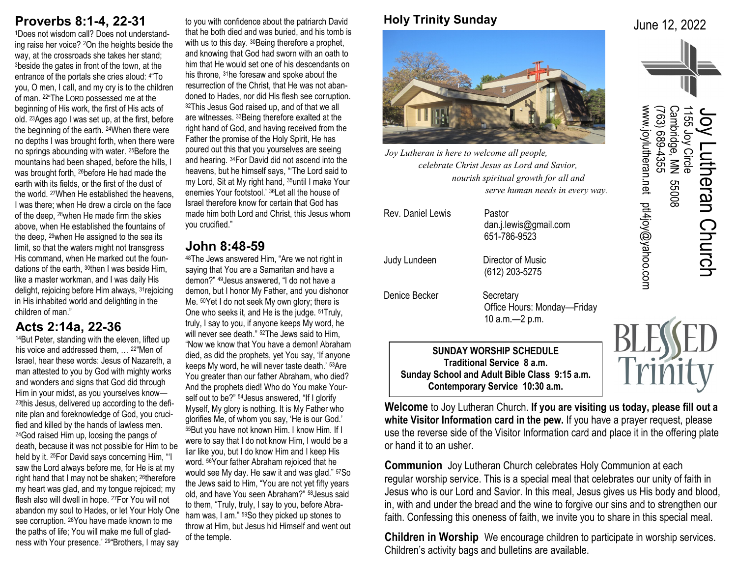## Proverbs 8:1-4, 22-31

[1]Does not wisdom call? Does not understanding raise her voice? [2]On the heights beside the way, at the crossroads she takes her stand; [3]beside the gates in front of the town, at the entrance of the portals she cries aloud: [4]"To you, O men, I call, and my cry is to the children of man. [22]"The LORD possessed me at the beginning of His work, the first of His acts of old. [23]Ages ago I was set up, at the first, before the beginning of the earth. [24]When there were no depths I was brought forth, when there were no springs abounding with water. [25]Before the mountains had been shaped, before the hills, I was brought forth, [26]before He had made the earth with its fields, or the first of the dust of the world. [27]When He established the heavens, I was there; when He drew a circle on the face of the deep, [28]when He made firm the skies above, when He established the fountains of the deep, [29]when He assigned to the sea its limit, so that the waters might not transgress His command, when He marked out the foundations of the earth, [30]then I was beside Him, like a master workman, and I was daily His delight, rejoicing before Him always, [31]rejoicing in His inhabited world and delighting in the children of man."

## Acts 2:14a, 22-36

[14]But Peter, standing with the eleven, lifted up his voice and addressed them, … [22]"Men of Israel, hear these words: Jesus of Nazareth, a man attested to you by God with mighty works and wonders and signs that God did through Him in your midst, as you yourselves know— [23]this Jesus, delivered up according to the definite plan and foreknowledge of God, you crucified and killed by the hands of lawless men. [24]God raised Him up, loosing the pangs of death, because it was not possible for Him to be held by it. [25]For David says concerning Him, "'I saw the Lord always before me, for He is at my right hand that I may not be shaken; [26]therefore my heart was glad, and my tongue rejoiced; my flesh also will dwell in hope. [27]For You will not abandon my soul to Hades, or let Your Holy One see corruption. [28]You have made known to me the paths of life; You will make me full of gladness with Your presence.' [29]"Brothers, I may say to you with confidence about the patriarch David that he both died and was buried, and his tomb is with us to this day. [30]Being therefore a prophet, and knowing that God had sworn with an oath to him that He would set one of his descendants on his throne, [31]he foresaw and spoke about the resurrection of the Christ, that He was not abandoned to Hades, nor did His flesh see corruption. [32]This Jesus God raised up, and of that we all are witnesses. [33]Being therefore exalted at the right hand of God, and having received from the Father the promise of the Holy Spirit, He has poured out this that you yourselves are seeing and hearing. [34]For David did not ascend into the heavens, but he himself says, "'The Lord said to my Lord, Sit at My right hand, [35]until I make Your enemies Your footstool.' [36]Let all the house of Israel therefore know for certain that God has made him both Lord and Christ, this Jesus whom you crucified."

## John 8:48-59

[48]The Jews answered Him, "Are we not right in saying that You are a Samaritan and have a demon?" [49]Jesus answered, "I do not have a demon, but I honor My Father, and you dishonor Me. [50]Yet I do not seek My own glory; there is One who seeks it, and He is the judge. [51]Truly, truly, I say to you, if anyone keeps My word, he will never see death." [52]The Jews said to Him, "Now we know that You have a demon! Abraham died, as did the prophets, yet You say, 'If anyone keeps My word, he will never taste death.' [53]Are You greater than our father Abraham, who died? And the prophets died! Who do You make Yourself out to be?" [54]Jesus answered, "If I glorify Myself, My glory is nothing. It is My Father who glorifies Me, of whom you say, 'He is our God.' [55]But you have not known Him. I know Him. If I were to say that I do not know Him, I would be a liar like you, but I do know Him and I keep His word. [56]Your father Abraham rejoiced that he would see My day. He saw it and was glad." [57]So the Jews said to Him, "You are not yet fifty years old, and have You seen Abraham?" [58]Jesus said to them, "Truly, truly, I say to you, before Abraham was, I am." [59]So they picked up stones to throw at Him, but Jesus hid Himself and went out of the temple.

## Holy Trinity Sunday

June 12, 2022

# Joy Lutheran Church

1155 Joy Circle
Cambridge, MN 55008
(763) 689-4355
www.joylutheran.net ptl4joy@yahoo.com

*Joy Lutheran is here to welcome all people,*
*celebrate Christ Jesus as Lord and Savior,*
*nourish spiritual growth for all and*
*serve human needs in every way.*

Rev. Daniel Lewis — Pastor
dan.j.lewis@gmail.com
651-786-9523

Judy Lundeen — Director of Music
(612) 203-5275

Denice Becker — Secretary
Office Hours: Monday—Friday
10 a.m.—2 p.m.

**SUNDAY WORSHIP SCHEDULE**
**Traditional Service 8 a.m.**
**Sunday School and Adult Bible Class 9:15 a.m.**
**Contemporary Service 10:30 a.m.**

BLESSED Trinity

**Welcome** to Joy Lutheran Church. **If you are visiting us today, please fill out a white Visitor Information card in the pew.** If you have a prayer request, please use the reverse side of the Visitor Information card and place it in the offering plate or hand it to an usher.

**Communion** Joy Lutheran Church celebrates Holy Communion at each regular worship service. This is a special meal that celebrates our unity of faith in Jesus who is our Lord and Savior. In this meal, Jesus gives us His body and blood, in, with and under the bread and the wine to forgive our sins and to strengthen our faith. Confessing this oneness of faith, we invite you to share in this special meal.

**Children in Worship** We encourage children to participate in worship services. Children's activity bags and bulletins are available.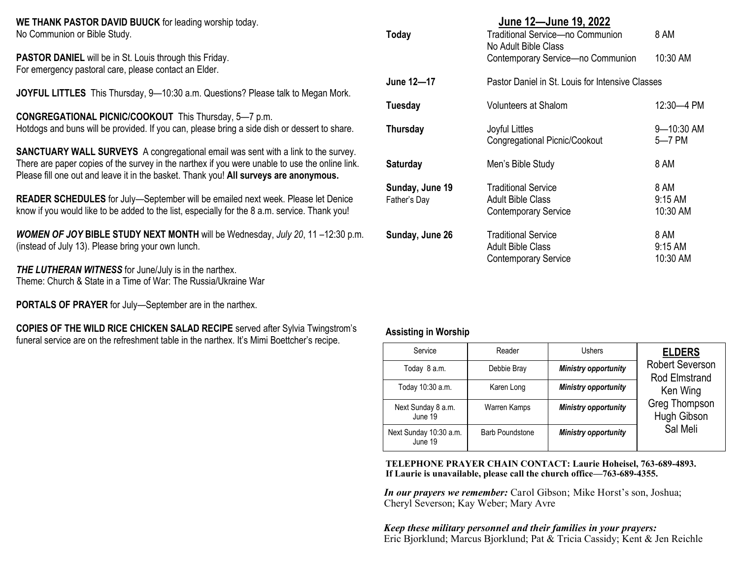**WE THANK PASTOR DAVID BUUCK** for leading worship today.
No Communion or Bible Study.

**PASTOR DANIEL** will be in St. Louis through this Friday.
For emergency pastoral care, please contact an Elder.

**JOYFUL LITTLES** This Thursday, 9—10:30 a.m. Questions? Please talk to Megan Mork.

**CONGREGATIONAL PICNIC/COOKOUT** This Thursday, 5—7 p.m.
Hotdogs and buns will be provided. If you can, please bring a side dish or dessert to share.

**SANCTUARY WALL SURVEYS** A congregational email was sent with a link to the survey. There are paper copies of the survey in the narthex if you were unable to use the online link. Please fill one out and leave it in the basket. Thank you! **All surveys are anonymous.**

**READER SCHEDULES** for July—September will be emailed next week. Please let Denice know if you would like to be added to the list, especially for the 8 a.m. service. Thank you!

***WOMEN OF JOY* BIBLE STUDY NEXT MONTH** will be Wednesday, *July 20*, 11 –12:30 p.m. (instead of July 13). Please bring your own lunch.

***THE LUTHERAN WITNESS*** for June/July is in the narthex.
Theme: Church & State in a Time of War: The Russia/Ukraine War

**PORTALS OF PRAYER** for July—September are in the narthex.

**COPIES OF THE WILD RICE CHICKEN SALAD RECIPE** served after Sylvia Twingstrom's funeral service are on the refreshment table in the narthex. It's Mimi Boettcher's recipe.

## June 12—June 19, 2022

| | | |
|---|---|---|
| **Today** | Traditional Service—no Communion<br>No Adult Bible Class | 8 AM |
| | Contemporary Service—no Communion | 10:30 AM |
| **June 12—17** | Pastor Daniel in St. Louis for Intensive Classes | |
| **Tuesday** | Volunteers at Shalom | 12:30—4 PM |
| **Thursday** | Joyful Littles | 9—10:30 AM |
| | Congregational Picnic/Cookout | 5—7 PM |
| **Saturday** | Men's Bible Study | 8 AM |
| **Sunday, June 19**<br>Father's Day | Traditional Service | 8 AM |
| | Adult Bible Class | 9:15 AM |
| | Contemporary Service | 10:30 AM |
| **Sunday, June 26** | Traditional Service | 8 AM |
| | Adult Bible Class | 9:15 AM |
| | Contemporary Service | 10:30 AM |

### Assisting in Worship

| Service | Reader | Ushers |
|---|---|---|
| Today 8 a.m. | Debbie Bray | ***Ministry opportunity*** |
| Today 10:30 a.m. | Karen Long | ***Ministry opportunity*** |
| Next Sunday 8 a.m. June 19 | Warren Kamps | ***Ministry opportunity*** |
| Next Sunday 10:30 a.m. June 19 | Barb Poundstone | ***Ministry opportunity*** |

**ELDERS**
Robert Severson
Rod Elmstrand
Ken Wing
Greg Thompson
Hugh Gibson
Sal Meli

**TELEPHONE PRAYER CHAIN CONTACT: Laurie Hoheisel, 763-689-4893.**
**If Laurie is unavailable, please call the church office—763-689-4355.**

***In our prayers we remember:*** Carol Gibson; Mike Horst's son, Joshua; Cheryl Severson; Kay Weber; Mary Avre

***Keep these military personnel and their families in your prayers:***
Eric Bjorklund; Marcus Bjorklund; Pat & Tricia Cassidy; Kent & Jen Reichle